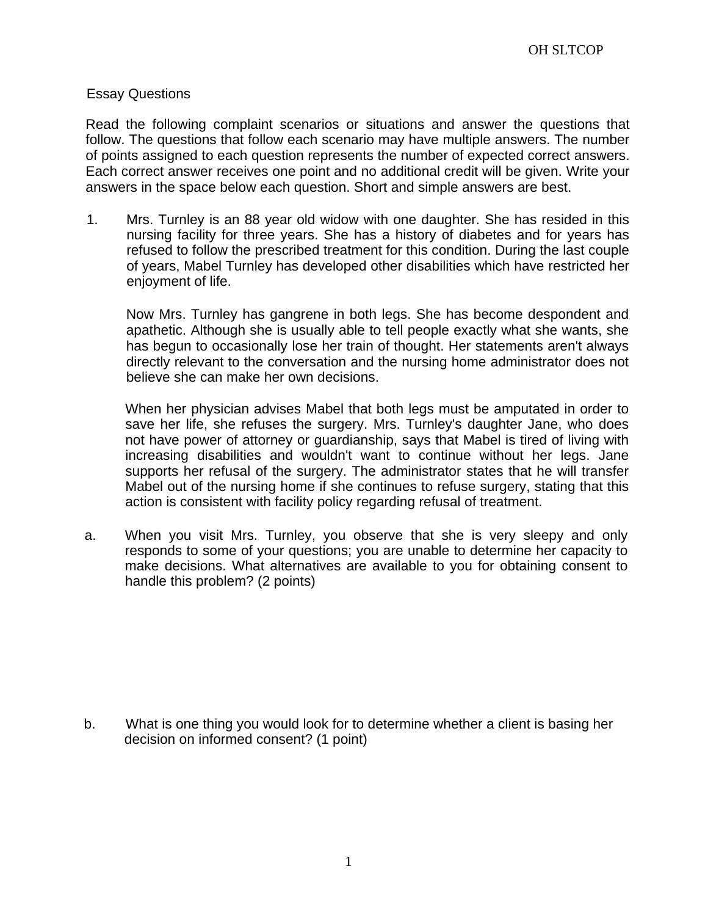## Essay Questions

Read the following complaint scenarios or situations and answer the questions that follow. The questions that follow each scenario may have multiple answers. The number of points assigned to each question represents the number of expected correct answers. Each correct answer receives one point and no additional credit will be given. Write your answers in the space below each question. Short and simple answers are best.

1. Mrs. Turnley is an 88 year old widow with one daughter. She has resided in this nursing facility for three years. She has a history of diabetes and for years has refused to follow the prescribed treatment for this condition. During the last couple of years, Mabel Turnley has developed other disabilities which have restricted her enjoyment of life.

   Now Mrs. Turnley has gangrene in both legs. She has become despondent and apathetic. Although she is usually able to tell people exactly what she wants, she has begun to occasionally lose her train of thought. Her statements aren't always directly relevant to the conversation and the nursing home administrator does not believe she can make her own decisions.

   When her physician advises Mabel that both legs must be amputated in order to save her life, she refuses the surgery. Mrs. Turnley's daughter Jane, who does not have power of attorney or guardianship, says that Mabel is tired of living with increasing disabilities and wouldn't want to continue without her legs. Jane supports her refusal of the surgery. The administrator states that he will transfer Mabel out of the nursing home if she continues to refuse surgery, stating that this action is consistent with facility policy regarding refusal of treatment.

a. When you visit Mrs. Turnley, you observe that she is very sleepy and only responds to some of your questions; you are unable to determine her capacity to make decisions. What alternatives are available to you for obtaining consent to handle this problem? (2 points)

b. What is one thing you would look for to determine whether a client is basing her decision on informed consent? (1 point)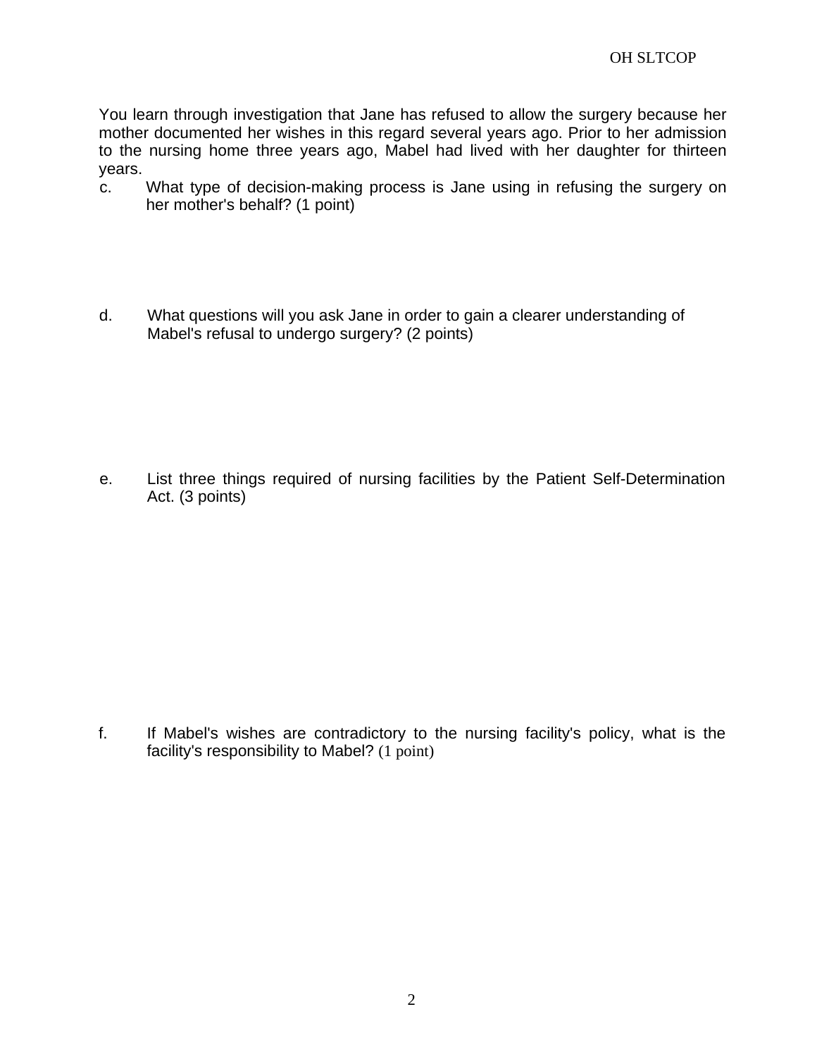You learn through investigation that Jane has refused to allow the surgery because her mother documented her wishes in this regard several years ago. Prior to her admission to the nursing home three years ago, Mabel had lived with her daughter for thirteen years.

c. What type of decision-making process is Jane using in refusing the surgery on her mother's behalf? (1 point)

d. What questions will you ask Jane in order to gain a clearer understanding of Mabel's refusal to undergo surgery? (2 points)

e. List three things required of nursing facilities by the Patient Self-Determination Act. (3 points)

f. If Mabel's wishes are contradictory to the nursing facility's policy, what is the facility's responsibility to Mabel? (1 point)